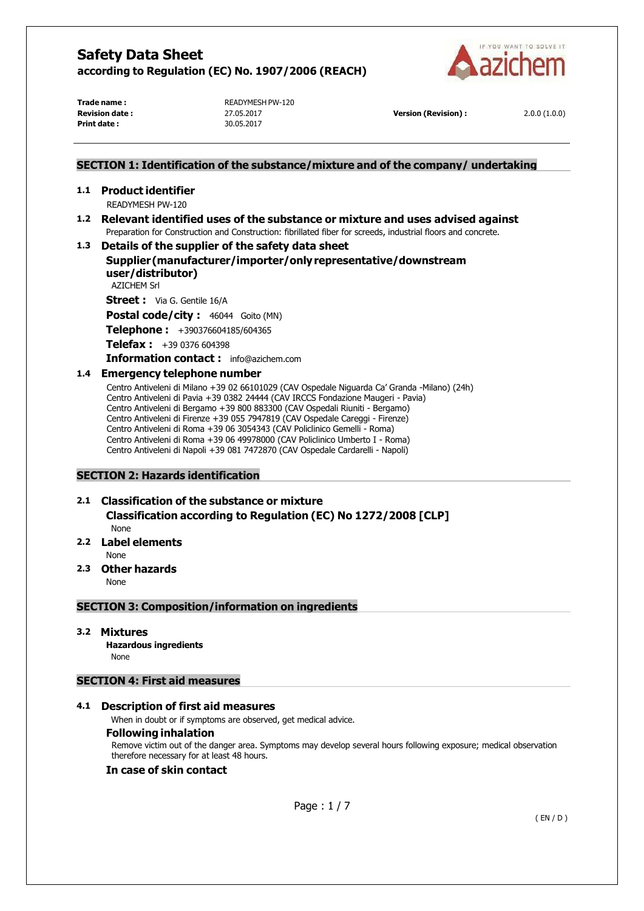# Safety Data Sheet

**according to Regulation (EC) No. 1907/2006 (REACH)**

| | | | |
|---|---|---|---|
| **Trade name :** | READYMESH PW-120 | | |
| **Revision date :** | 27.05.2017 | **Version (Revision) :** | 2.0.0 (1.0.0) |
| **Print date :** | 30.05.2017 | | |

## SECTION 1: Identification of the substance/mixture and of the company/ undertaking

### 1.1 Product identifier

READYMESH PW-120

### 1.2 Relevant identified uses of the substance or mixture and uses advised against

Preparation for Construction and Construction: fibrillated fiber for screeds, industrial floors and concrete.

### 1.3 Details of the supplier of the safety data sheet

**Supplier (manufacturer/importer/only representative/downstream user/distributor)**

AZICHEM Srl

**Street :** Via G. Gentile 16/A

**Postal code/city :** 46044 Goito (MN)

**Telephone :** +390376604185/604365

**Telefax :** +39 0376 604398

**Information contact :** info@azichem.com

### 1.4 Emergency telephone number

Centro Antiveleni di Milano +39 02 66101029 (CAV Ospedale Niguarda Ca' Granda -Milano) (24h)
Centro Antiveleni di Pavia +39 0382 24444 (CAV IRCCS Fondazione Maugeri - Pavia)
Centro Antiveleni di Bergamo +39 800 883300 (CAV Ospedali Riuniti - Bergamo)
Centro Antiveleni di Firenze +39 055 7947819 (CAV Ospedale Careggi - Firenze)
Centro Antiveleni di Roma +39 06 3054343 (CAV Policlinico Gemelli - Roma)
Centro Antiveleni di Roma +39 06 49978000 (CAV Policlinico Umberto I - Roma)
Centro Antiveleni di Napoli +39 081 7472870 (CAV Ospedale Cardarelli - Napoli)

## SECTION 2: Hazards identification

### 2.1 Classification of the substance or mixture

**Classification according to Regulation (EC) No 1272/2008 [CLP]**

None

### 2.2 Label elements

None

### 2.3 Other hazards

None

## SECTION 3: Composition/information on ingredients

### 3.2 Mixtures

**Hazardous ingredients**

None

## SECTION 4: First aid measures

### 4.1 Description of first aid measures

When in doubt or if symptoms are observed, get medical advice.

**Following inhalation**

Remove victim out of the danger area. Symptoms may develop several hours following exposure; medical observation therefore necessary for at least 48 hours.

**In case of skin contact**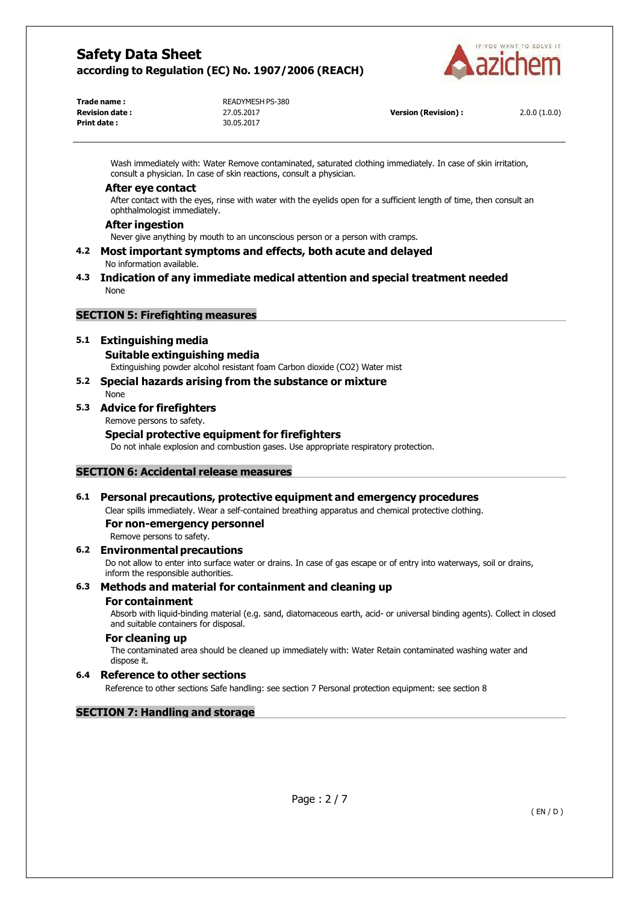Wash immediately with: Water Remove contaminated, saturated clothing immediately. In case of skin irritation, consult a physician. In case of skin reactions, consult a physician.

### After eye contact

After contact with the eyes, rinse with water with the eyelids open for a sufficient length of time, then consult an ophthalmologist immediately.

### After ingestion

Never give anything by mouth to an unconscious person or a person with cramps.

### 4.2 Most important symptoms and effects, both acute and delayed

No information available.

### 4.3 Indication of any immediate medical attention and special treatment needed

None

## SECTION 5: Firefighting measures

### 5.1 Extinguishing media

#### Suitable extinguishing media

Extinguishing powder alcohol resistant foam Carbon dioxide ($CO_2$) Water mist

### 5.2 Special hazards arising from the substance or mixture

None

### 5.3 Advice for firefighters

Remove persons to safety.

#### Special protective equipment for firefighters

Do not inhale explosion and combustion gases. Use appropriate respiratory protection.

## SECTION 6: Accidental release measures

### 6.1 Personal precautions, protective equipment and emergency procedures

Clear spills immediately. Wear a self-contained breathing apparatus and chemical protective clothing.

#### For non-emergency personnel

Remove persons to safety.

### 6.2 Environmental precautions

Do not allow to enter into surface water or drains. In case of gas escape or of entry into waterways, soil or drains, inform the responsible authorities.

### 6.3 Methods and material for containment and cleaning up

#### For containment

Absorb with liquid-binding material (e.g. sand, diatomaceous earth, acid- or universal binding agents). Collect in closed and suitable containers for disposal.

#### For cleaning up

The contaminated area should be cleaned up immediately with: Water Retain contaminated washing water and dispose it.

### 6.4 Reference to other sections

Reference to other sections Safe handling: see section 7 Personal protection equipment: see section 8

## SECTION 7: Handling and storage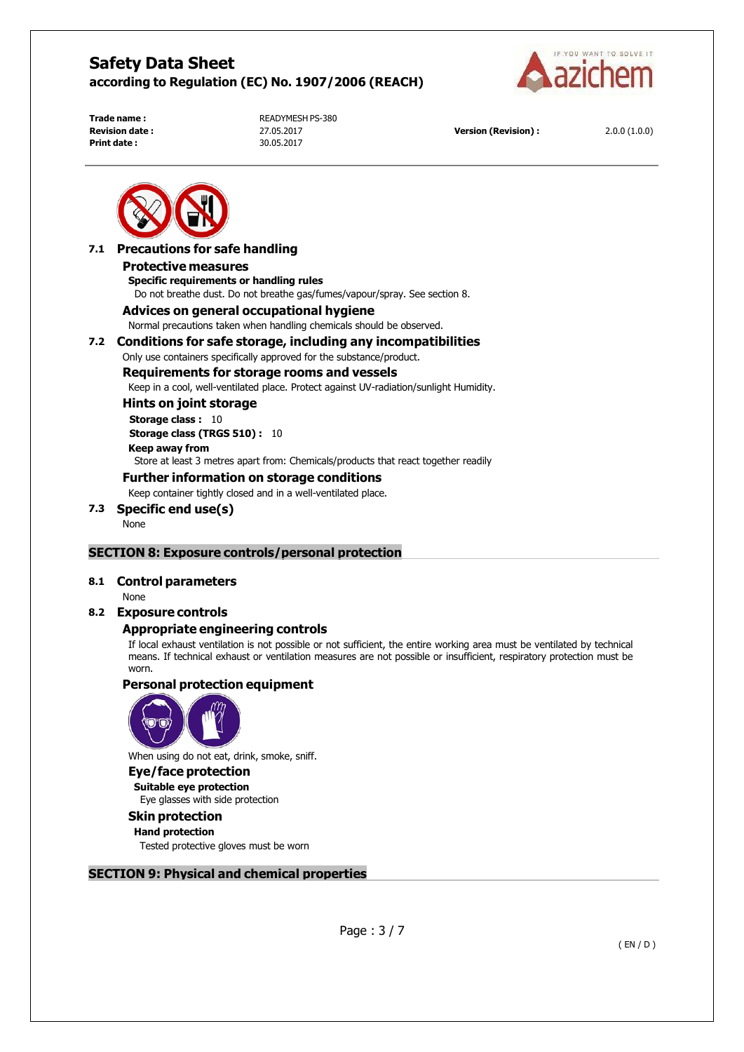### 7.1 Precautions for safe handling

#### Protective measures

**Specific requirements or handling rules**

Do not breathe dust. Do not breathe gas/fumes/vapour/spray. See section 8.

#### Advices on general occupational hygiene

Normal precautions taken when handling chemicals should be observed.

### 7.2 Conditions for safe storage, including any incompatibilities

Only use containers specifically approved for the substance/product.

#### Requirements for storage rooms and vessels

Keep in a cool, well-ventilated place. Protect against UV-radiation/sunlight Humidity.

#### Hints on joint storage

**Storage class :** 10

**Storage class (TRGS 510) :** 10

**Keep away from**

Store at least 3 metres apart from: Chemicals/products that react together readily

#### Further information on storage conditions

Keep container tightly closed and in a well-ventilated place.

### 7.3 Specific end use(s)

None

## SECTION 8: Exposure controls/personal protection

### 8.1 Control parameters

None

### 8.2 Exposure controls

#### Appropriate engineering controls

If local exhaust ventilation is not possible or not sufficient, the entire working area must be ventilated by technical means. If technical exhaust or ventilation measures are not possible or insufficient, respiratory protection must be worn.

#### Personal protection equipment

When using do not eat, drink, smoke, sniff.

#### Eye/face protection

**Suitable eye protection**

Eye glasses with side protection

#### Skin protection

**Hand protection**

Tested protective gloves must be worn

## SECTION 9: Physical and chemical properties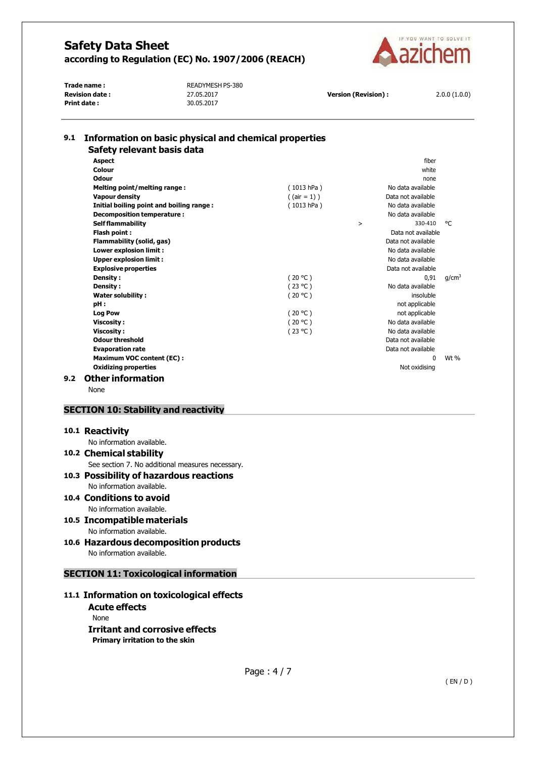### 9.1 Information on basic physical and chemical properties

**Safety relevant basis data**

| Property | Condition | | Value | Unit |
|---|---|---|---|---|
| **Aspect** | | | fiber | |
| **Colour** | | | white | |
| **Odour** | | | none | |
| **Melting point/melting range :** | ( 1013 hPa ) | | No data available | |
| **Vapour density** | ( (air = 1) ) | | Data not available | |
| **Initial boiling point and boiling range :** | ( 1013 hPa ) | | No data available | |
| **Decomposition temperature :** | | | No data available | |
| **Self flammability** | | > | 330-410 | °C |
| **Flash point :** | | | Data not available | |
| **Flammability (solid, gas)** | | | Data not available | |
| **Lower explosion limit :** | | | No data available | |
| **Upper explosion limit :** | | | No data available | |
| **Explosive properties** | | | Data not available | |
| **Density :** | ( 20 °C ) | | 0,91 | $g/cm^3$ |
| **Density :** | ( 23 °C ) | | No data available | |
| **Water solubility :** | ( 20 °C ) | | insoluble | |
| **pH :** | | | not applicable | |
| **Log Pow** | ( 20 °C ) | | not applicable | |
| **Viscosity :** | ( 20 °C ) | | No data available | |
| **Viscosity :** | ( 23 °C ) | | No data available | |
| **Odour threshold** | | | Data not available | |
| **Evaporation rate** | | | Data not available | |
| **Maximum VOC content (EC) :** | | | 0 | Wt % |
| **Oxidizing properties** | | | Not oxidising | |

### 9.2 Other information

None

## SECTION 10: Stability and reactivity

### 10.1 Reactivity

No information available.

### 10.2 Chemical stability

See section 7. No additional measures necessary.

### 10.3 Possibility of hazardous reactions

No information available.

### 10.4 Conditions to avoid

No information available.

### 10.5 Incompatible materials

No information available.

### 10.6 Hazardous decomposition products

No information available.

## SECTION 11: Toxicological information

### 11.1 Information on toxicological effects

**Acute effects**

None

**Irritant and corrosive effects**

**Primary irritation to the skin**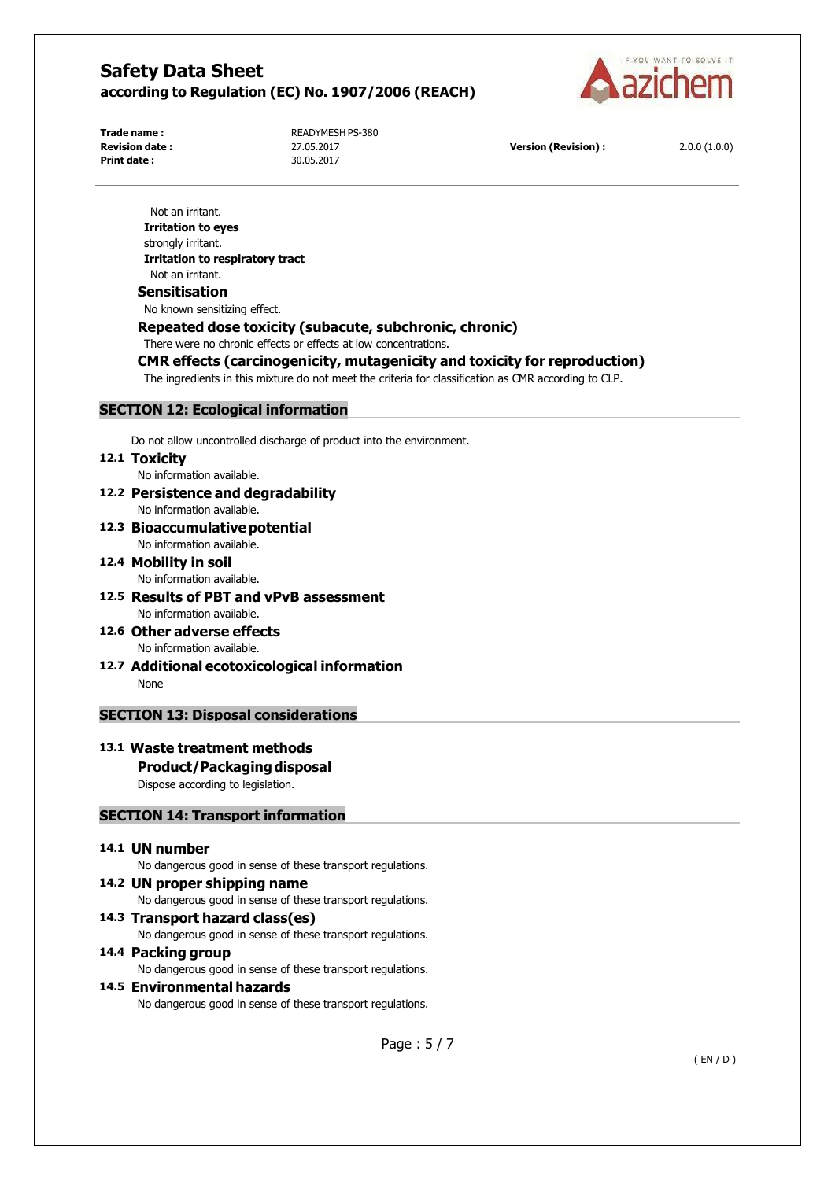Not an irritant.

**Irritation to eyes**

strongly irritant.

**Irritation to respiratory tract**

Not an irritant.

### Sensitisation

No known sensitizing effect.

### Repeated dose toxicity (subacute, subchronic, chronic)

There were no chronic effects or effects at low concentrations.

### CMR effects (carcinogenicity, mutagenicity and toxicity for reproduction)

The ingredients in this mixture do not meet the criteria for classification as CMR according to CLP.

## SECTION 12: Ecological information

Do not allow uncontrolled discharge of product into the environment.

### 12.1 Toxicity

No information available.

### 12.2 Persistence and degradability

No information available.

### 12.3 Bioaccumulative potential

No information available.

### 12.4 Mobility in soil

No information available.

### 12.5 Results of PBT and vPvB assessment

No information available.

### 12.6 Other adverse effects

No information available.

### 12.7 Additional ecotoxicological information

None

## SECTION 13: Disposal considerations

### 13.1 Waste treatment methods

**Product/Packaging disposal**

Dispose according to legislation.

## SECTION 14: Transport information

### 14.1 UN number

No dangerous good in sense of these transport regulations.

### 14.2 UN proper shipping name

No dangerous good in sense of these transport regulations.

### 14.3 Transport hazard class(es)

No dangerous good in sense of these transport regulations.

### 14.4 Packing group

No dangerous good in sense of these transport regulations.

### 14.5 Environmental hazards

No dangerous good in sense of these transport regulations.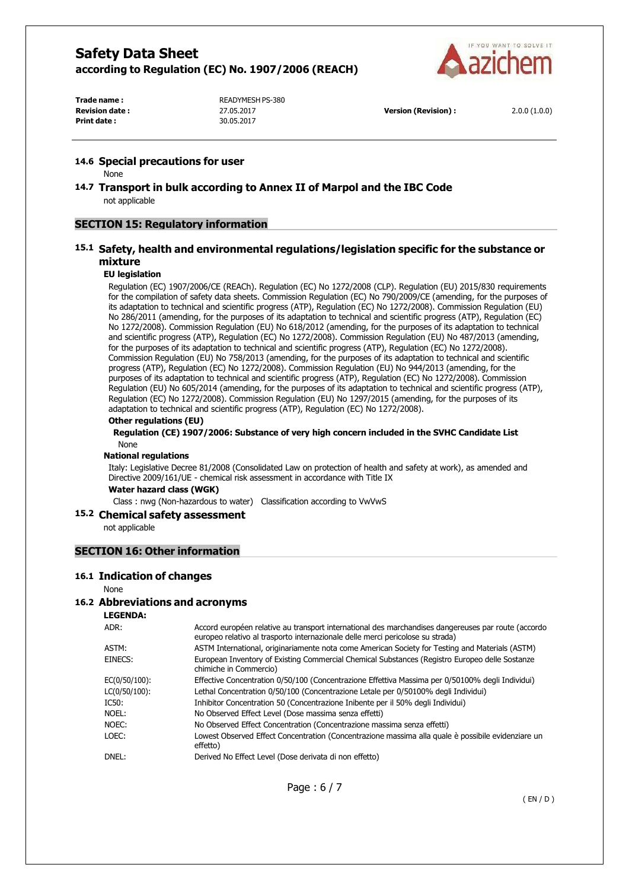### 14.6 Special precautions for user

None

### 14.7 Transport in bulk according to Annex II of Marpol and the IBC Code

not applicable

## SECTION 15: Regulatory information

### 15.1 Safety, health and environmental regulations/legislation specific for the substance or mixture

**EU legislation**

Regulation (EC) 1907/2006/CE (REACh). Regulation (EC) No 1272/2008 (CLP). Regulation (EU) 2015/830 requirements for the compilation of safety data sheets. Commission Regulation (EC) No 790/2009/CE (amending, for the purposes of its adaptation to technical and scientific progress (ATP), Regulation (EC) No 1272/2008). Commission Regulation (EU) No 286/2011 (amending, for the purposes of its adaptation to technical and scientific progress (ATP), Regulation (EC) No 1272/2008). Commission Regulation (EU) No 618/2012 (amending, for the purposes of its adaptation to technical and scientific progress (ATP), Regulation (EC) No 1272/2008). Commission Regulation (EU) No 487/2013 (amending, for the purposes of its adaptation to technical and scientific progress (ATP), Regulation (EC) No 1272/2008). Commission Regulation (EU) No 758/2013 (amending, for the purposes of its adaptation to technical and scientific progress (ATP), Regulation (EC) No 1272/2008). Commission Regulation (EU) No 944/2013 (amending, for the purposes of its adaptation to technical and scientific progress (ATP), Regulation (EC) No 1272/2008). Commission Regulation (EU) No 605/2014 (amending, for the purposes of its adaptation to technical and scientific progress (ATP), Regulation (EC) No 1272/2008). Commission Regulation (EU) No 1297/2015 (amending, for the purposes of its adaptation to technical and scientific progress (ATP), Regulation (EC) No 1272/2008).

**Other regulations (EU)**

**Regulation (CE) 1907/2006: Substance of very high concern included in the SVHC Candidate List**

None

**National regulations**

Italy: Legislative Decree 81/2008 (Consolidated Law on protection of health and safety at work), as amended and Directive 2009/161/UE - chemical risk assessment in accordance with Title IX

**Water hazard class (WGK)**

Class : nwg (Non-hazardous to water)   Classification according to VwVwS

### 15.2 Chemical safety assessment

not applicable

## SECTION 16: Other information

### 16.1 Indication of changes

None

### 16.2 Abbreviations and acronyms

**LEGENDA:**

| | |
|---|---|
| ADR: | Accord européen relative au transport international des marchandises dangereuses par route (accordo europeo relativo al trasporto internazionale delle merci pericolose su strada) |
| ASTM: | ASTM International, originariamente nota come American Society for Testing and Materials (ASTM) |
| EINECS: | European Inventory of Existing Commercial Chemical Substances (Registro Europeo delle Sostanze chimiche in Commercio) |
| EC(0/50/100): | Effective Concentration 0/50/100 (Concentrazione Effettiva Massima per 0/50100% degli Individui) |
| LC(0/50/100): | Lethal Concentration 0/50/100 (Concentrazione Letale per 0/50100% degli Individui) |
| IC50: | Inhibitor Concentration 50 (Concentrazione Inibente per il 50% degli Individui) |
| NOEL: | No Observed Effect Level (Dose massima senza effetti) |
| NOEC: | No Observed Effect Concentration (Concentrazione massima senza effetti) |
| LOEC: | Lowest Observed Effect Concentration (Concentrazione massima alla quale è possibile evidenziare un effetto) |
| DNEL: | Derived No Effect Level (Dose derivata di non effetto) |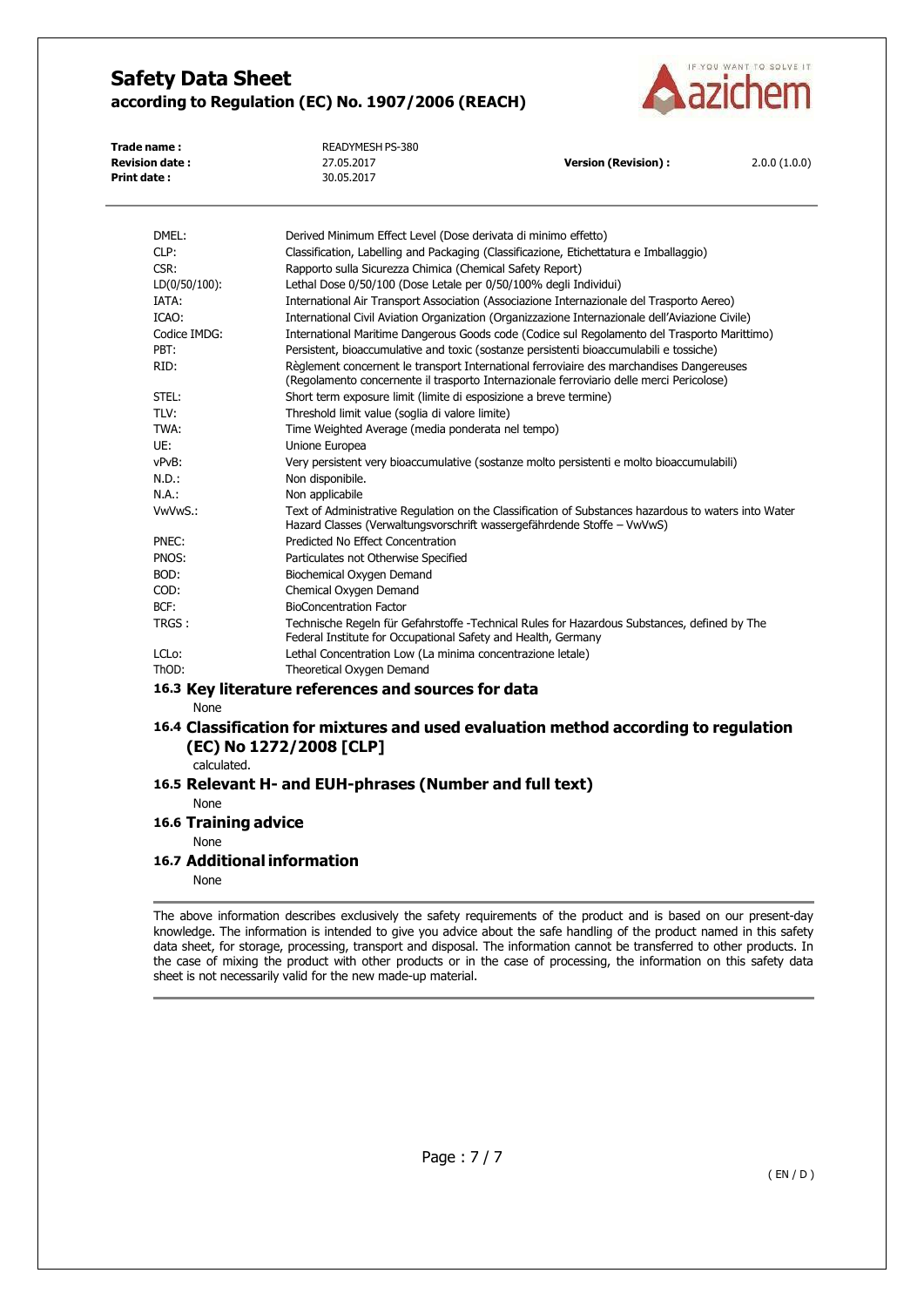| | |
|---|---|
| DMEL: | Derived Minimum Effect Level (Dose derivata di minimo effetto) |
| CLP: | Classification, Labelling and Packaging (Classificazione, Etichettatura e Imballaggio) |
| CSR: | Rapporto sulla Sicurezza Chimica (Chemical Safety Report) |
| LD(0/50/100): | Lethal Dose 0/50/100 (Dose Letale per 0/50/100% degli Individui) |
| IATA: | International Air Transport Association (Associazione Internazionale del Trasporto Aereo) |
| ICAO: | International Civil Aviation Organization (Organizzazione Internazionale dell'Aviazione Civile) |
| Codice IMDG: | International Maritime Dangerous Goods code (Codice sul Regolamento del Trasporto Marittimo) |
| PBT: | Persistent, bioaccumulative and toxic (sostanze persistenti bioaccumulabili e tossiche) |
| RID: | Règlement concernent le transport International ferroviaire des marchandises Dangereuses (Regolamento concernente il trasporto Internazionale ferroviario delle merci Pericolose) |
| STEL: | Short term exposure limit (limite di esposizione a breve termine) |
| TLV: | Threshold limit value (soglia di valore limite) |
| TWA: | Time Weighted Average (media ponderata nel tempo) |
| UE: | Unione Europea |
| vPvB: | Very persistent very bioaccumulative (sostanze molto persistenti e molto bioaccumulabili) |
| N.D.: | Non disponibile. |
| N.A.: | Non applicabile |
| VwVwS.: | Text of Administrative Regulation on the Classification of Substances hazardous to waters into Water Hazard Classes (Verwaltungsvorschrift wassergefährdende Stoffe – VwVwS) |
| PNEC: | Predicted No Effect Concentration |
| PNOS: | Particulates not Otherwise Specified |
| BOD: | Biochemical Oxygen Demand |
| COD: | Chemical Oxygen Demand |
| BCF: | BioConcentration Factor |
| TRGS : | Technische Regeln für Gefahrstoffe -Technical Rules for Hazardous Substances, defined by The Federal Institute for Occupational Safety and Health, Germany |
| LCLo: | Lethal Concentration Low (La minima concentrazione letale) |
| ThOD: | Theoretical Oxygen Demand |

### 16.3 Key literature references and sources for data

None

### 16.4 Classification for mixtures and used evaluation method according to regulation (EC) No 1272/2008 [CLP]

calculated.

### 16.5 Relevant H- and EUH-phrases (Number and full text)

None

### 16.6 Training advice

None

### 16.7 Additional information

None

---

The above information describes exclusively the safety requirements of the product and is based on our present-day knowledge. The information is intended to give you advice about the safe handling of the product named in this safety data sheet, for storage, processing, transport and disposal. The information cannot be transferred to other products. In the case of mixing the product with other products or in the case of processing, the information on this safety data sheet is not necessarily valid for the new made-up material.

---